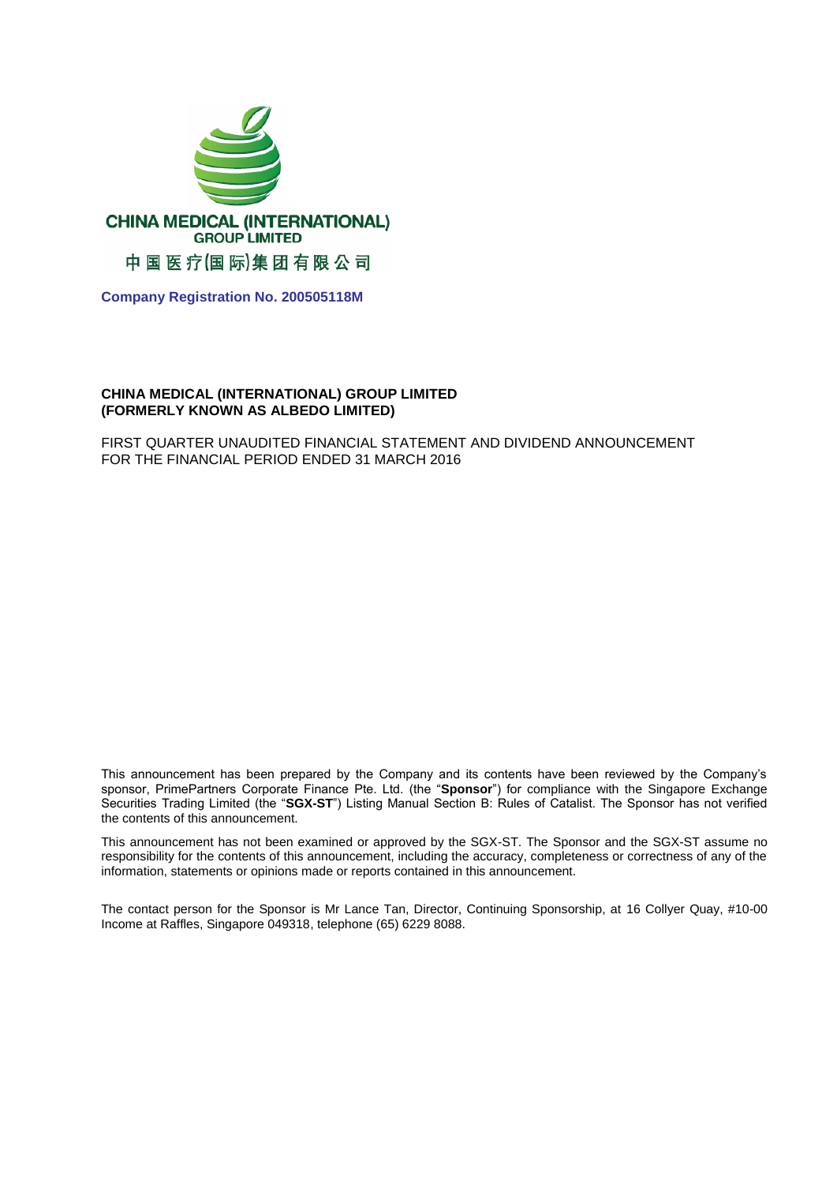CHINA MEDICAL (INTERNATIONAL) GROUP LIMITED

中国医疗(国际)集团有限公司

**Company Registration No. 200505118M**

**CHINA MEDICAL (INTERNATIONAL) GROUP LIMITED**
**(FORMERLY KNOWN AS ALBEDO LIMITED)**

FIRST QUARTER UNAUDITED FINANCIAL STATEMENT AND DIVIDEND ANNOUNCEMENT
FOR THE FINANCIAL PERIOD ENDED 31 MARCH 2016

This announcement has been prepared by the Company and its contents have been reviewed by the Company's sponsor, PrimePartners Corporate Finance Pte. Ltd. (the "**Sponsor**") for compliance with the Singapore Exchange Securities Trading Limited (the "**SGX-ST**") Listing Manual Section B: Rules of Catalist. The Sponsor has not verified the contents of this announcement.

This announcement has not been examined or approved by the SGX-ST. The Sponsor and the SGX-ST assume no responsibility for the contents of this announcement, including the accuracy, completeness or correctness of any of the information, statements or opinions made or reports contained in this announcement.

The contact person for the Sponsor is Mr Lance Tan, Director, Continuing Sponsorship, at 16 Collyer Quay, #10-00 Income at Raffles, Singapore 049318, telephone (65) 6229 8088.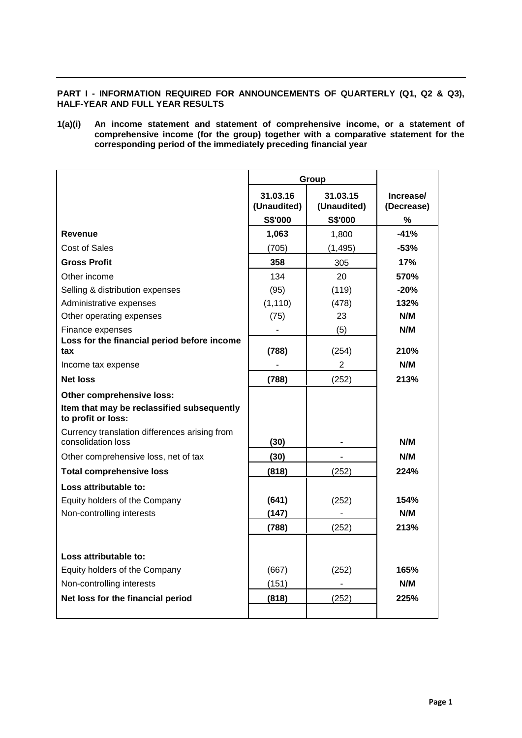**PART I - INFORMATION REQUIRED FOR ANNOUNCEMENTS OF QUARTERLY (Q1, Q2 & Q3), HALF-YEAR AND FULL YEAR RESULTS**

**1(a)(i) An income statement and statement of comprehensive income, or a statement of comprehensive income (for the group) together with a comparative statement for the corresponding period of the immediately preceding financial year**

| | Group | | |
|---|---|---|---|
| | 31.03.16 (Unaudited) | 31.03.15 (Unaudited) | Increase/ (Decrease) |
| | S$'000 | S$'000 | % |
| **Revenue** | **1,063** | 1,800 | **-41%** |
| Cost of Sales | (705) | (1,495) | **-53%** |
| **Gross Profit** | **358** | 305 | **17%** |
| Other income | 134 | 20 | **570%** |
| Selling & distribution expenses | (95) | (119) | **-20%** |
| Administrative expenses | (1,110) | (478) | **132%** |
| Other operating expenses | (75) | 23 | **N/M** |
| Finance expenses | - | (5) | **N/M** |
| **Loss for the financial period before income tax** | **(788)** | (254) | **210%** |
| Income tax expense | - | 2 | **N/M** |
| **Net loss** | **(788)** | (252) | **213%** |
| **Other comprehensive loss:** | | | |
| **Item that may be reclassified subsequently to profit or loss:** | | | |
| Currency translation differences arising from consolidation loss | **(30)** | - | **N/M** |
| Other comprehensive loss, net of tax | **(30)** | - | **N/M** |
| **Total comprehensive loss** | **(818)** | (252) | **224%** |
| **Loss attributable to:** | | | |
| Equity holders of the Company | **(641)** | (252) | **154%** |
| Non-controlling interests | **(147)** | - | **N/M** |
| | **(788)** | (252) | **213%** |
| **Loss attributable to:** | | | |
| Equity holders of the Company | (667) | (252) | **165%** |
| Non-controlling interests | (151) | - | **N/M** |
| **Net loss for the financial period** | **(818)** | (252) | **225%** |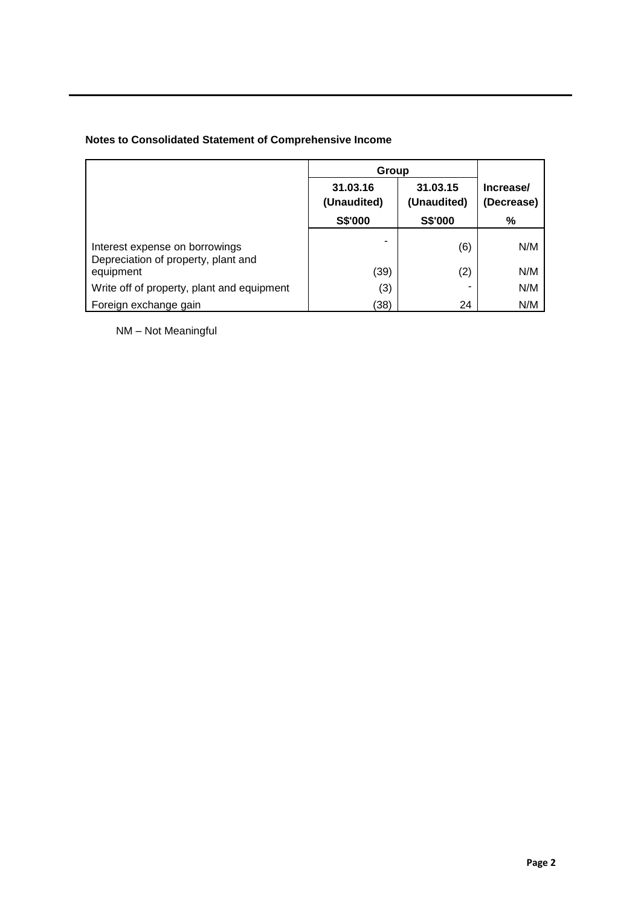**Notes to Consolidated Statement of Comprehensive Income**

| | Group | | |
|---|---|---|---|
| | 31.03.16 (Unaudited) | 31.03.15 (Unaudited) | Increase/ (Decrease) |
| | S$'000 | S$'000 | % |
| Interest expense on borrowings | - | (6) | N/M |
| Depreciation of property, plant and equipment | (39) | (2) | N/M |
| Write off of property, plant and equipment | (3) | - | N/M |
| Foreign exchange gain | (38) | 24 | N/M |

NM – Not Meaningful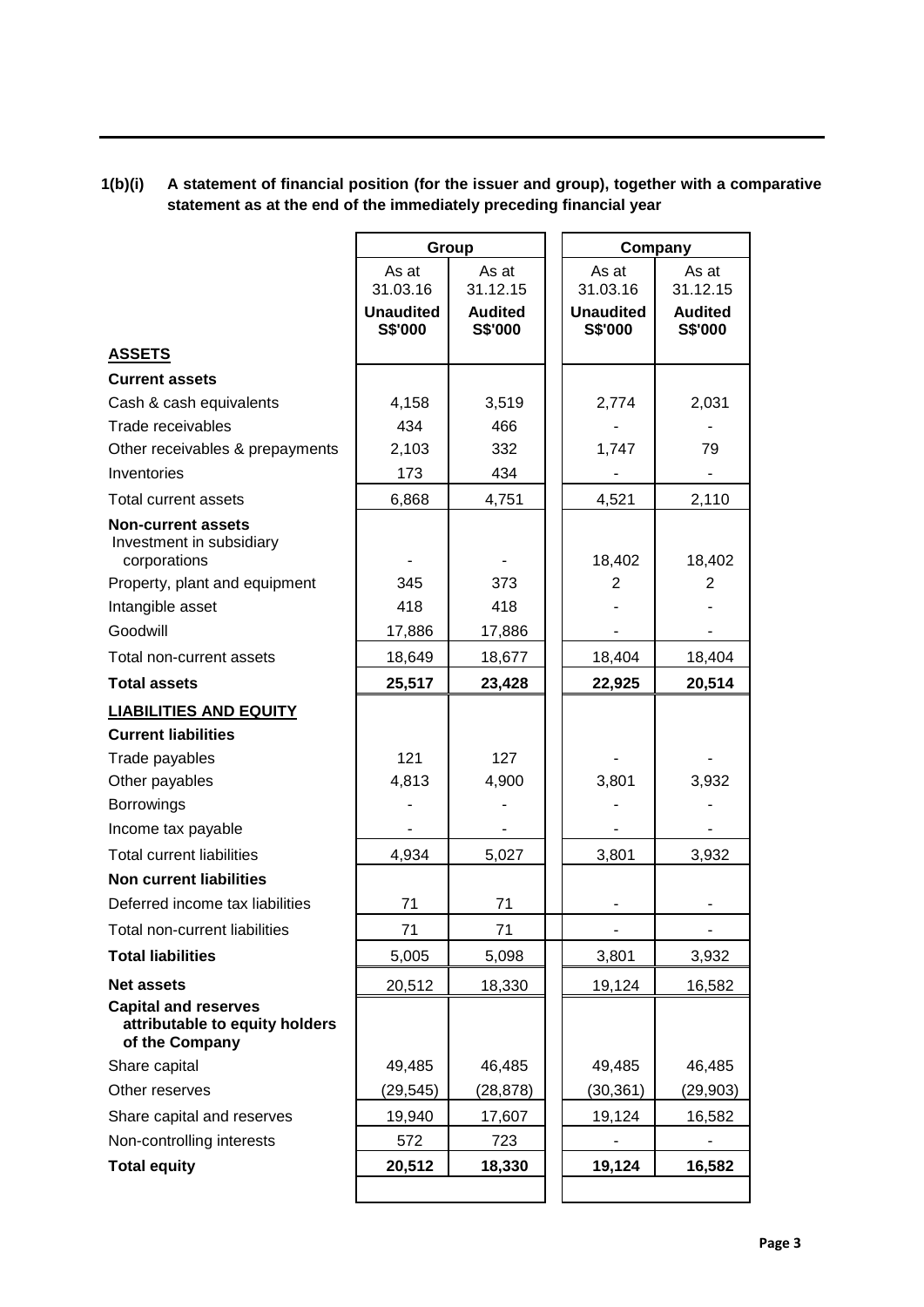**1(b)(i) A statement of financial position (for the issuer and group), together with a comparative statement as at the end of the immediately preceding financial year**

| | Group | | Company | |
|---|---|---|---|---|
| | As at 31.03.16 | As at 31.12.15 | As at 31.03.16 | As at 31.12.15 |
| | **Unaudited S$'000** | **Audited S$'000** | **Unaudited S$'000** | **Audited S$'000** |
| **ASSETS** | | | | |
| **Current assets** | | | | |
| Cash & cash equivalents | 4,158 | 3,519 | 2,774 | 2,031 |
| Trade receivables | 434 | 466 | - | - |
| Other receivables & prepayments | 2,103 | 332 | 1,747 | 79 |
| Inventories | 173 | 434 | - | - |
| Total current assets | 6,868 | 4,751 | 4,521 | 2,110 |
| **Non-current assets** | | | | |
| Investment in subsidiary corporations | - | - | 18,402 | 18,402 |
| Property, plant and equipment | 345 | 373 | 2 | 2 |
| Intangible asset | 418 | 418 | - | - |
| Goodwill | 17,886 | 17,886 | - | - |
| Total non-current assets | 18,649 | 18,677 | 18,404 | 18,404 |
| **Total assets** | **25,517** | **23,428** | **22,925** | **20,514** |
| **LIABILITIES AND EQUITY** | | | | |
| **Current liabilities** | | | | |
| Trade payables | 121 | 127 | - | - |
| Other payables | 4,813 | 4,900 | 3,801 | 3,932 |
| Borrowings | - | - | - | - |
| Income tax payable | - | - | - | - |
| Total current liabilities | 4,934 | 5,027 | 3,801 | 3,932 |
| **Non current liabilities** | | | | |
| Deferred income tax liabilities | 71 | 71 | - | - |
| Total non-current liabilities | 71 | 71 | - | - |
| **Total liabilities** | 5,005 | 5,098 | 3,801 | 3,932 |
| **Net assets** | 20,512 | 18,330 | 19,124 | 16,582 |
| **Capital and reserves attributable to equity holders of the Company** | | | | |
| Share capital | 49,485 | 46,485 | 49,485 | 46,485 |
| Other reserves | (29,545) | (28,878) | (30,361) | (29,903) |
| Share capital and reserves | 19,940 | 17,607 | 19,124 | 16,582 |
| Non-controlling interests | 572 | 723 | - | - |
| **Total equity** | **20,512** | **18,330** | **19,124** | **16,582** |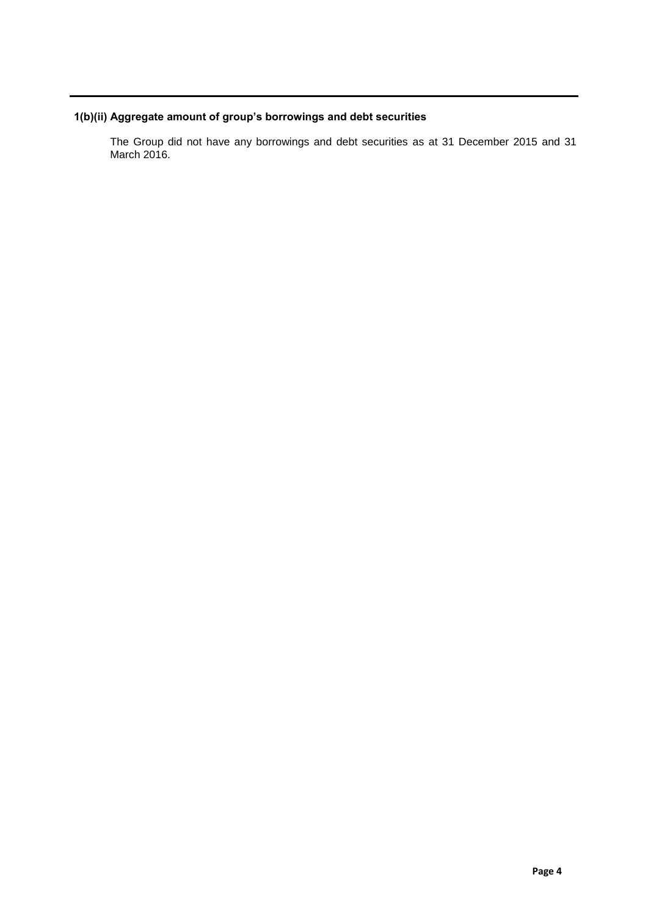### 1(b)(ii) Aggregate amount of group's borrowings and debt securities

The Group did not have any borrowings and debt securities as at 31 December 2015 and 31 March 2016.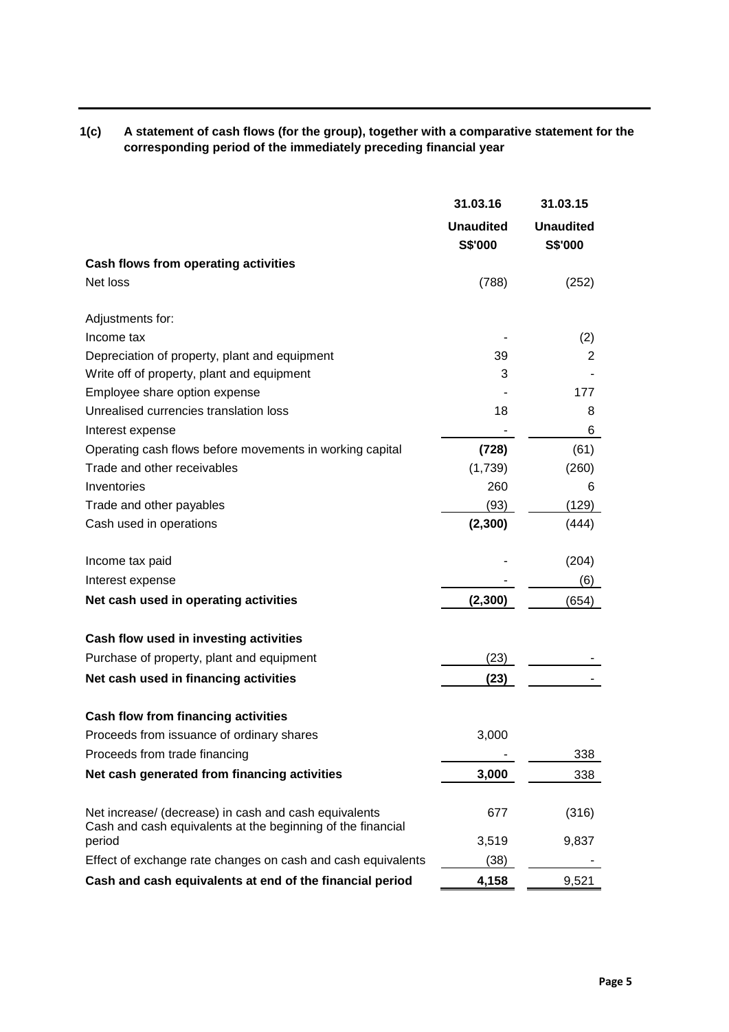**1(c) A statement of cash flows (for the group), together with a comparative statement for the corresponding period of the immediately preceding financial year**

| | 31.03.16 | 31.03.15 |
|---|---|---|
| | **Unaudited** | **Unaudited** |
| | **S$'000** | **S$'000** |
| **Cash flows from operating activities** | | |
| Net loss | (788) | (252) |
| | | |
| Adjustments for: | | |
| Income tax | - | (2) |
| Depreciation of property, plant and equipment | 39 | 2 |
| Write off of property, plant and equipment | 3 | - |
| Employee share option expense | - | 177 |
| Unrealised currencies translation loss | 18 | 8 |
| Interest expense | - | 6 |
| Operating cash flows before movements in working capital | **(728)** | (61) |
| Trade and other receivables | (1,739) | (260) |
| Inventories | 260 | 6 |
| Trade and other payables | (93) | (129) |
| Cash used in operations | **(2,300)** | (444) |
| | | |
| Income tax paid | - | (204) |
| Interest expense | - | (6) |
| **Net cash used in operating activities** | **(2,300)** | (654) |
| | | |
| **Cash flow used in investing activities** | | |
| Purchase of property, plant and equipment | (23) | - |
| **Net cash used in financing activities** | **(23)** | - |
| | | |
| **Cash flow from financing activities** | | |
| Proceeds from issuance of ordinary shares | 3,000 | |
| Proceeds from trade financing | - | 338 |
| **Net cash generated from financing activities** | **3,000** | 338 |
| | | |
| Net increase/ (decrease) in cash and cash equivalents | 677 | (316) |
| Cash and cash equivalents at the beginning of the financial period | 3,519 | 9,837 |
| Effect of exchange rate changes on cash and cash equivalents | (38) | - |
| **Cash and cash equivalents at end of the financial period** | **4,158** | 9,521 |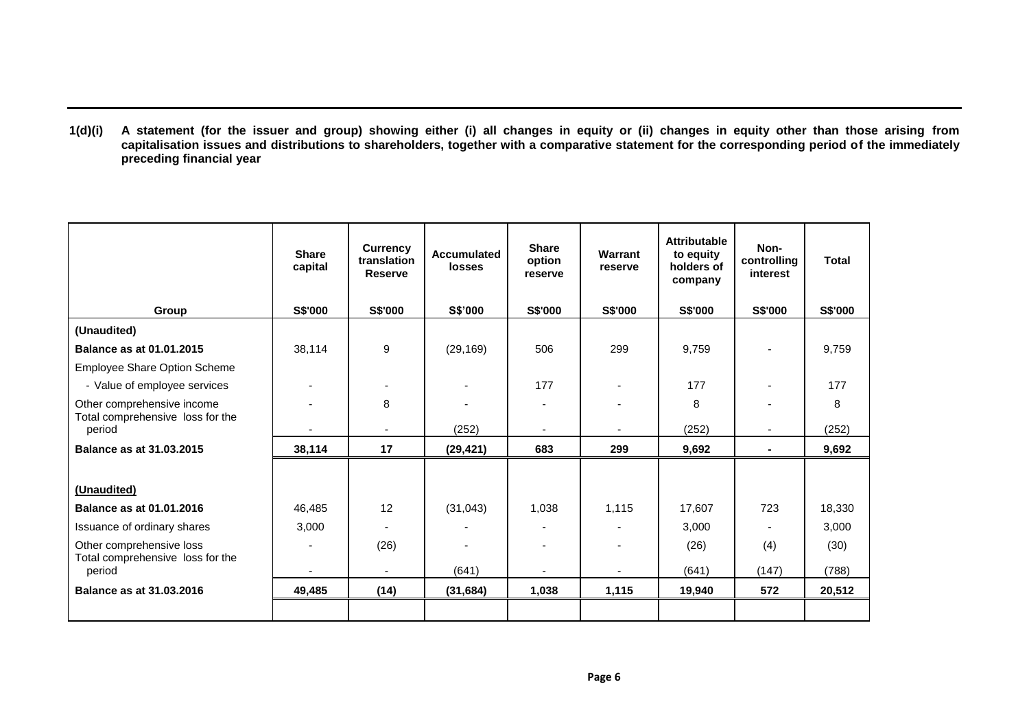**1(d)(i) A statement (for the issuer and group) showing either (i) all changes in equity or (ii) changes in equity other than those arising from capitalisation issues and distributions to shareholders, together with a comparative statement for the corresponding period of the immediately preceding financial year**

| Group | Share capital | Currency translation Reserve | Accumulated losses | Share option reserve | Warrant reserve | Attributable to equity holders of company | Non-controlling interest | Total |
|---|---|---|---|---|---|---|---|---|
| | S$'000 | S$'000 | S$'000 | S$'000 | S$'000 | S$'000 | S$'000 | S$'000 |
| **(Unaudited)** | | | | | | | | |
| **Balance as at 01.01.2015** | 38,114 | 9 | (29,169) | 506 | 299 | 9,759 | - | 9,759 |
| Employee Share Option Scheme | | | | | | | | |
| - Value of employee services | - | - | - | 177 | - | 177 | - | 177 |
| Other comprehensive income | - | 8 | - | - | - | 8 | - | 8 |
| Total comprehensive loss for the period | - | - | (252) | - | - | (252) | - | (252) |
| **Balance as at 31.03.2015** | **38,114** | **17** | **(29,421)** | **683** | **299** | **9,692** | **-** | **9,692** |
| | | | | | | | | |
| **(Unaudited)** | | | | | | | | |
| **Balance as at 01.01.2016** | 46,485 | 12 | (31,043) | 1,038 | 1,115 | 17,607 | 723 | 18,330 |
| Issuance of ordinary shares | 3,000 | - | - | - | - | 3,000 | - | 3,000 |
| Other comprehensive loss | - | (26) | - | - | - | (26) | (4) | (30) |
| Total comprehensive loss for the period | - | - | (641) | - | - | (641) | (147) | (788) |
| **Balance as at 31.03.2016** | **49,485** | **(14)** | **(31,684)** | **1,038** | **1,115** | **19,940** | **572** | **20,512** |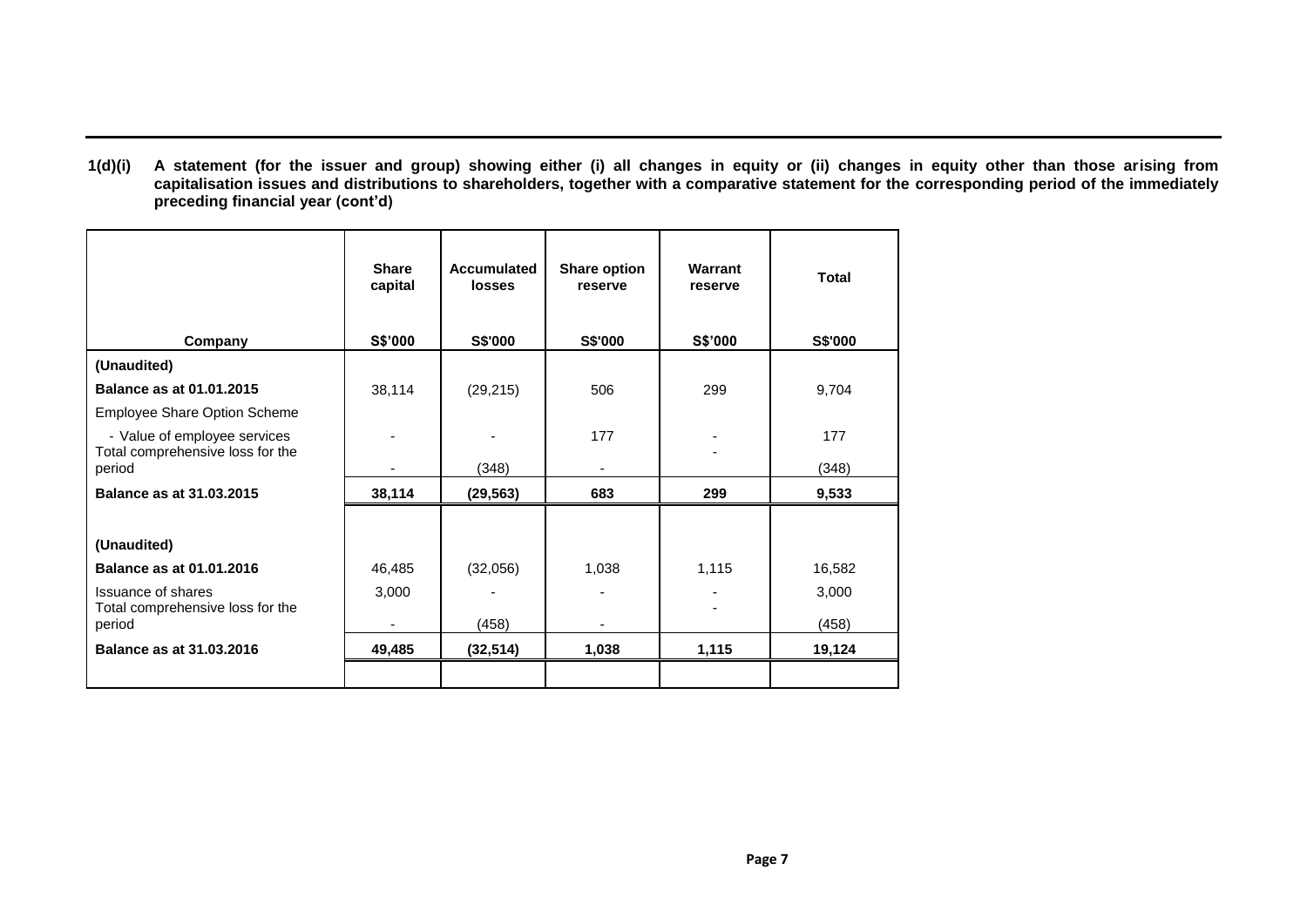**1(d)(i) A statement (for the issuer and group) showing either (i) all changes in equity or (ii) changes in equity other than those arising from capitalisation issues and distributions to shareholders, together with a comparative statement for the corresponding period of the immediately preceding financial year (cont'd)**

| Company | Share capital | Accumulated losses | Share option reserve | Warrant reserve | Total |
|---|---|---|---|---|---|
| | S$'000 | S$'000 | S$'000 | S$'000 | S$'000 |
| **(Unaudited)** | | | | | |
| **Balance as at 01.01.2015** | 38,114 | (29,215) | 506 | 299 | 9,704 |
| Employee Share Option Scheme | | | | | |
| - Value of employee services | - | - | 177 | - | 177 |
| Total comprehensive loss for the period | - | (348) | - | - | (348) |
| **Balance as at 31.03.2015** | **38,114** | **(29,563)** | **683** | **299** | **9,533** |
| | | | | | |
| **(Unaudited)** | | | | | |
| **Balance as at 01.01.2016** | 46,485 | (32,056) | 1,038 | 1,115 | 16,582 |
| Issuance of shares | 3,000 | - | - | - | 3,000 |
| Total comprehensive loss for the period | - | (458) | - | - | (458) |
| **Balance as at 31.03.2016** | **49,485** | **(32,514)** | **1,038** | **1,115** | **19,124** |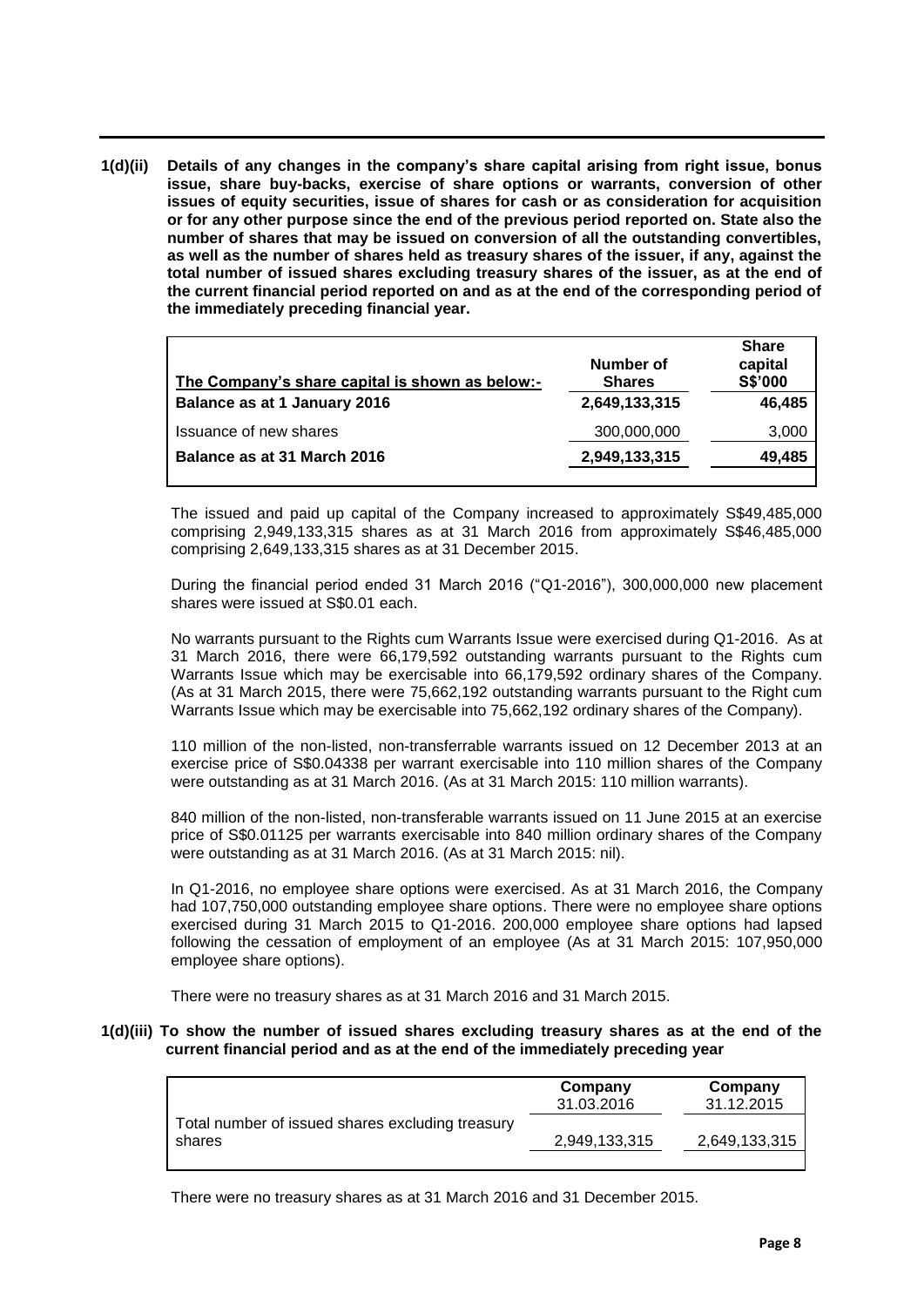**1(d)(ii) Details of any changes in the company's share capital arising from right issue, bonus issue, share buy-backs, exercise of share options or warrants, conversion of other issues of equity securities, issue of shares for cash or as consideration for acquisition or for any other purpose since the end of the previous period reported on. State also the number of shares that may be issued on conversion of all the outstanding convertibles, as well as the number of shares held as treasury shares of the issuer, if any, against the total number of issued shares excluding treasury shares of the issuer, as at the end of the current financial period reported on and as at the end of the corresponding period of the immediately preceding financial year.**

| The Company's share capital is shown as below:- | Number of Shares | Share capital S$'000 |
|---|---|---|
| **Balance as at 1 January 2016** | **2,649,133,315** | **46,485** |
| Issuance of new shares | 300,000,000 | 3,000 |
| **Balance as at 31 March 2016** | **2,949,133,315** | **49,485** |

The issued and paid up capital of the Company increased to approximately S$49,485,000 comprising 2,949,133,315 shares as at 31 March 2016 from approximately S$46,485,000 comprising 2,649,133,315 shares as at 31 December 2015.

During the financial period ended 31 March 2016 ("Q1-2016"), 300,000,000 new placement shares were issued at S$0.01 each.

No warrants pursuant to the Rights cum Warrants Issue were exercised during Q1-2016. As at 31 March 2016, there were 66,179,592 outstanding warrants pursuant to the Rights cum Warrants Issue which may be exercisable into 66,179,592 ordinary shares of the Company. (As at 31 March 2015, there were 75,662,192 outstanding warrants pursuant to the Right cum Warrants Issue which may be exercisable into 75,662,192 ordinary shares of the Company).

110 million of the non-listed, non-transferrable warrants issued on 12 December 2013 at an exercise price of S$0.04338 per warrant exercisable into 110 million shares of the Company were outstanding as at 31 March 2016. (As at 31 March 2015: 110 million warrants).

840 million of the non-listed, non-transferable warrants issued on 11 June 2015 at an exercise price of S$0.01125 per warrants exercisable into 840 million ordinary shares of the Company were outstanding as at 31 March 2016. (As at 31 March 2015: nil).

In Q1-2016, no employee share options were exercised. As at 31 March 2016, the Company had 107,750,000 outstanding employee share options. There were no employee share options exercised during 31 March 2015 to Q1-2016. 200,000 employee share options had lapsed following the cessation of employment of an employee (As at 31 March 2015: 107,950,000 employee share options).

There were no treasury shares as at 31 March 2016 and 31 March 2015.

**1(d)(iii) To show the number of issued shares excluding treasury shares as at the end of the current financial period and as at the end of the immediately preceding year**

| | Company 31.03.2016 | Company 31.12.2015 |
|---|---|---|
| Total number of issued shares excluding treasury shares | 2,949,133,315 | 2,649,133,315 |

There were no treasury shares as at 31 March 2016 and 31 December 2015.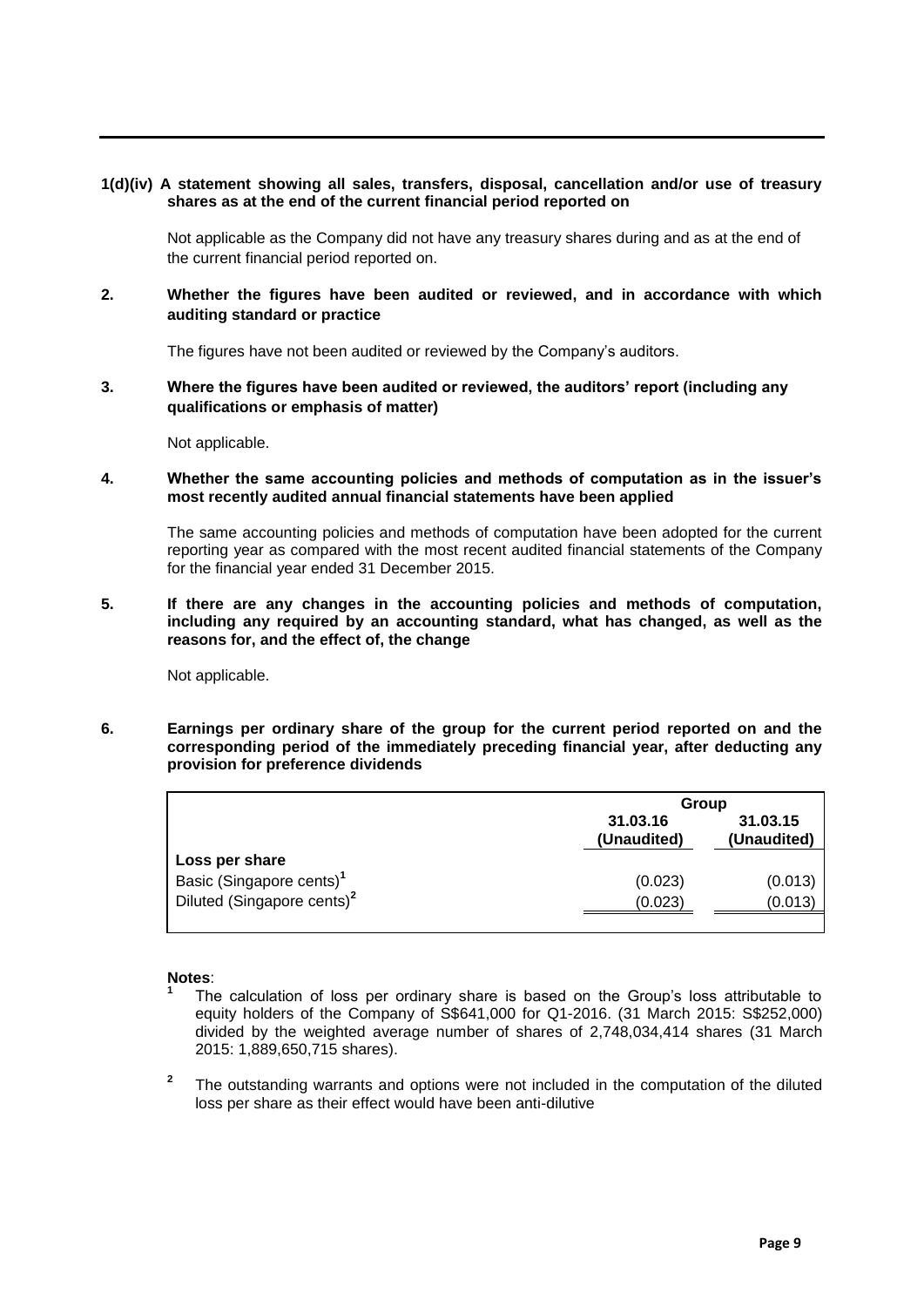**1(d)(iv) A statement showing all sales, transfers, disposal, cancellation and/or use of treasury shares as at the end of the current financial period reported on**

Not applicable as the Company did not have any treasury shares during and as at the end of the current financial period reported on.

**2. Whether the figures have been audited or reviewed, and in accordance with which auditing standard or practice**

The figures have not been audited or reviewed by the Company's auditors.

**3. Where the figures have been audited or reviewed, the auditors' report (including any qualifications or emphasis of matter)**

Not applicable.

**4. Whether the same accounting policies and methods of computation as in the issuer's most recently audited annual financial statements have been applied**

The same accounting policies and methods of computation have been adopted for the current reporting year as compared with the most recent audited financial statements of the Company for the financial year ended 31 December 2015.

**5. If there are any changes in the accounting policies and methods of computation, including any required by an accounting standard, what has changed, as well as the reasons for, and the effect of, the change**

Not applicable.

**6. Earnings per ordinary share of the group for the current period reported on and the corresponding period of the immediately preceding financial year, after deducting any provision for preference dividends**

| | Group | |
|---|---|---|
| | 31.03.16 (Unaudited) | 31.03.15 (Unaudited) |
| **Loss per share** | | |
| Basic (Singapore cents)[1] | (0.023) | (0.013) |
| Diluted (Singapore cents)[2] | (0.023) | (0.013) |

**Notes**:

[1] The calculation of loss per ordinary share is based on the Group's loss attributable to equity holders of the Company of S$641,000 for Q1-2016. (31 March 2015: S$252,000) divided by the weighted average number of shares of 2,748,034,414 shares (31 March 2015: 1,889,650,715 shares).

[2] The outstanding warrants and options were not included in the computation of the diluted loss per share as their effect would have been anti-dilutive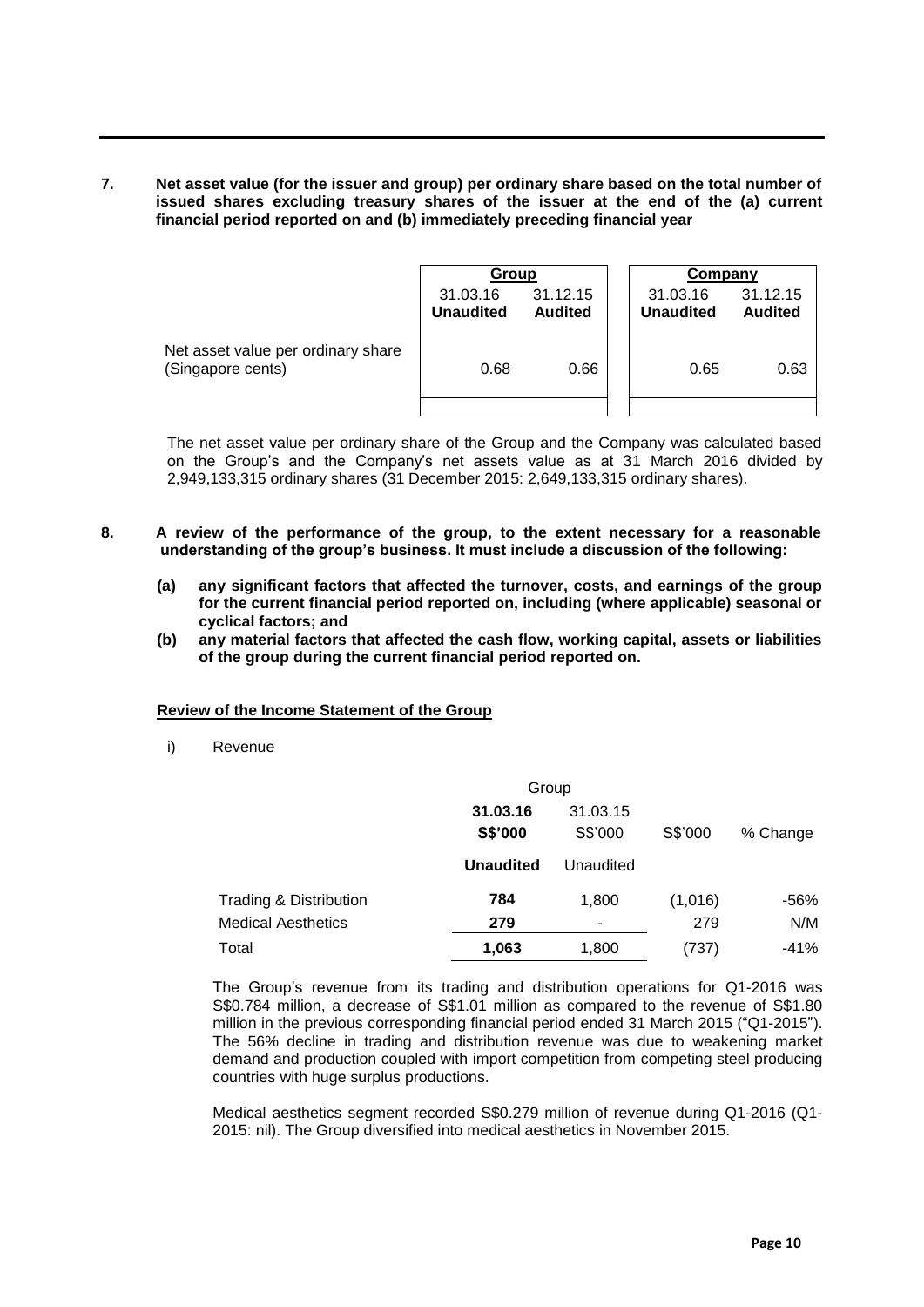**7. Net asset value (for the issuer and group) per ordinary share based on the total number of issued shares excluding treasury shares of the issuer at the end of the (a) current financial period reported on and (b) immediately preceding financial year**

| | Group | | Company | |
|---|---|---|---|---|
| | 31.03.16 **Unaudited** | 31.12.15 **Audited** | 31.03.16 **Unaudited** | 31.12.15 **Audited** |
| Net asset value per ordinary share (Singapore cents) | 0.68 | 0.66 | 0.65 | 0.63 |

The net asset value per ordinary share of the Group and the Company was calculated based on the Group's and the Company's net assets value as at 31 March 2016 divided by 2,949,133,315 ordinary shares (31 December 2015: 2,649,133,315 ordinary shares).

**8. A review of the performance of the group, to the extent necessary for a reasonable understanding of the group's business. It must include a discussion of the following:**

**(a) any significant factors that affected the turnover, costs, and earnings of the group for the current financial period reported on, including (where applicable) seasonal or cyclical factors; and**

**(b) any material factors that affected the cash flow, working capital, assets or liabilities of the group during the current financial period reported on.**

**Review of the Income Statement of the Group**

i) Revenue

| | Group | | | |
|---|---|---|---|---|
| | **31.03.16 S$'000** | 31.03.15 S$'000 | S$'000 | % Change |
| | **Unaudited** | Unaudited | | |
| Trading & Distribution | **784** | 1,800 | (1,016) | -56% |
| Medical Aesthetics | **279** | - | 279 | N/M |
| Total | **1,063** | 1,800 | (737) | -41% |

The Group's revenue from its trading and distribution operations for Q1-2016 was S$0.784 million, a decrease of S$1.01 million as compared to the revenue of S$1.80 million in the previous corresponding financial period ended 31 March 2015 ("Q1-2015"). The 56% decline in trading and distribution revenue was due to weakening market demand and production coupled with import competition from competing steel producing countries with huge surplus productions.

Medical aesthetics segment recorded S$0.279 million of revenue during Q1-2016 (Q1-2015: nil). The Group diversified into medical aesthetics in November 2015.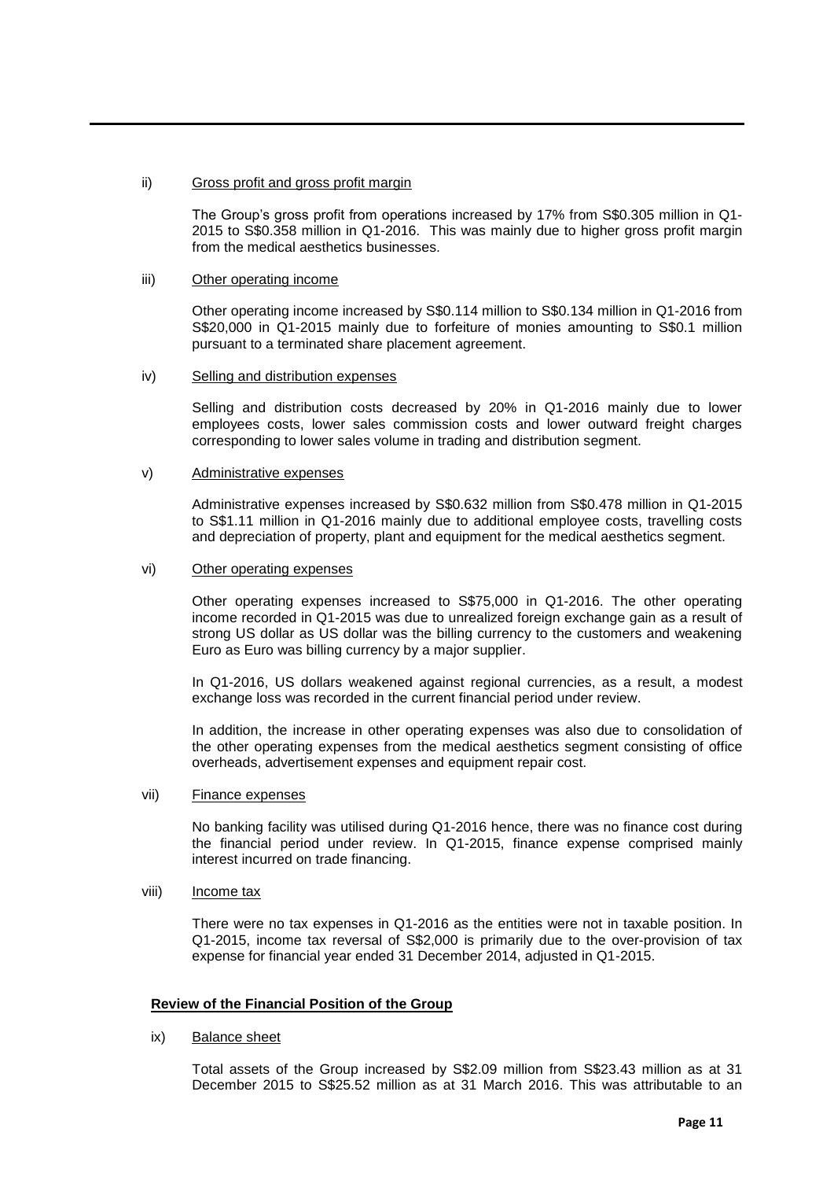ii) Gross profit and gross profit margin

The Group's gross profit from operations increased by 17% from S$0.305 million in Q1-2015 to S$0.358 million in Q1-2016. This was mainly due to higher gross profit margin from the medical aesthetics businesses.

iii) Other operating income

Other operating income increased by S$0.114 million to S$0.134 million in Q1-2016 from S$20,000 in Q1-2015 mainly due to forfeiture of monies amounting to S$0.1 million pursuant to a terminated share placement agreement.

iv) Selling and distribution expenses

Selling and distribution costs decreased by 20% in Q1-2016 mainly due to lower employees costs, lower sales commission costs and lower outward freight charges corresponding to lower sales volume in trading and distribution segment.

v) Administrative expenses

Administrative expenses increased by S$0.632 million from S$0.478 million in Q1-2015 to S$1.11 million in Q1-2016 mainly due to additional employee costs, travelling costs and depreciation of property, plant and equipment for the medical aesthetics segment.

vi) Other operating expenses

Other operating expenses increased to S$75,000 in Q1-2016. The other operating income recorded in Q1-2015 was due to unrealized foreign exchange gain as a result of strong US dollar as US dollar was the billing currency to the customers and weakening Euro as Euro was billing currency by a major supplier.

In Q1-2016, US dollars weakened against regional currencies, as a result, a modest exchange loss was recorded in the current financial period under review.

In addition, the increase in other operating expenses was also due to consolidation of the other operating expenses from the medical aesthetics segment consisting of office overheads, advertisement expenses and equipment repair cost.

vii) Finance expenses

No banking facility was utilised during Q1-2016 hence, there was no finance cost during the financial period under review. In Q1-2015, finance expense comprised mainly interest incurred on trade financing.

viii) Income tax

There were no tax expenses in Q1-2016 as the entities were not in taxable position. In Q1-2015, income tax reversal of S$2,000 is primarily due to the over-provision of tax expense for financial year ended 31 December 2014, adjusted in Q1-2015.

**Review of the Financial Position of the Group**

ix) Balance sheet

Total assets of the Group increased by S$2.09 million from S$23.43 million as at 31 December 2015 to S$25.52 million as at 31 March 2016. This was attributable to an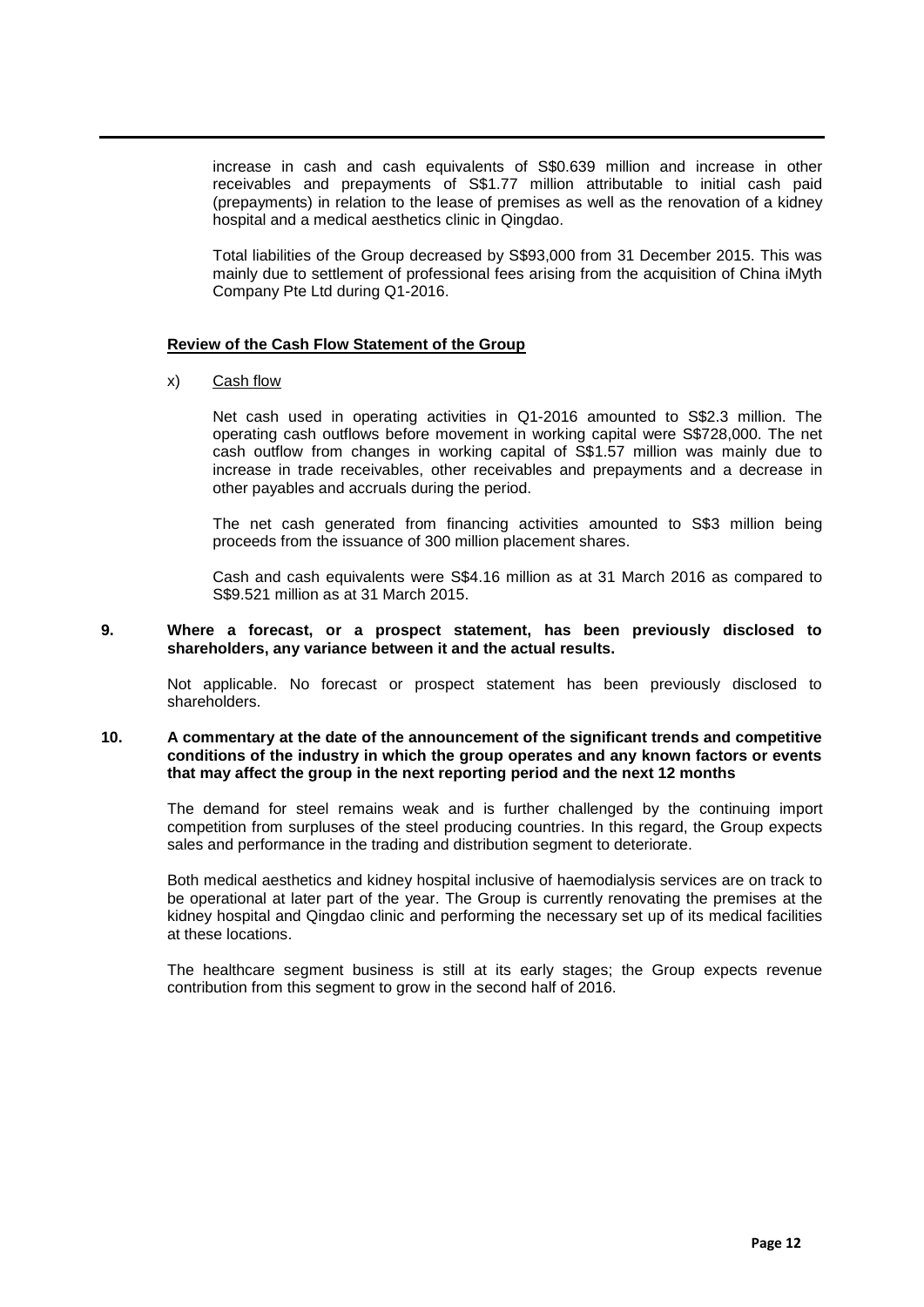increase in cash and cash equivalents of S$0.639 million and increase in other receivables and prepayments of S$1.77 million attributable to initial cash paid (prepayments) in relation to the lease of premises as well as the renovation of a kidney hospital and a medical aesthetics clinic in Qingdao.

Total liabilities of the Group decreased by S$93,000 from 31 December 2015. This was mainly due to settlement of professional fees arising from the acquisition of China iMyth Company Pte Ltd during Q1-2016.

**<u>Review of the Cash Flow Statement of the Group</u>**

x) <u>Cash flow</u>

Net cash used in operating activities in Q1-2016 amounted to S$2.3 million. The operating cash outflows before movement in working capital were S$728,000. The net cash outflow from changes in working capital of S$1.57 million was mainly due to increase in trade receivables, other receivables and prepayments and a decrease in other payables and accruals during the period.

The net cash generated from financing activities amounted to S$3 million being proceeds from the issuance of 300 million placement shares.

Cash and cash equivalents were S$4.16 million as at 31 March 2016 as compared to S$9.521 million as at 31 March 2015.

**9. Where a forecast, or a prospect statement, has been previously disclosed to shareholders, any variance between it and the actual results.**

Not applicable. No forecast or prospect statement has been previously disclosed to shareholders.

**10. A commentary at the date of the announcement of the significant trends and competitive conditions of the industry in which the group operates and any known factors or events that may affect the group in the next reporting period and the next 12 months**

The demand for steel remains weak and is further challenged by the continuing import competition from surpluses of the steel producing countries. In this regard, the Group expects sales and performance in the trading and distribution segment to deteriorate.

Both medical aesthetics and kidney hospital inclusive of haemodialysis services are on track to be operational at later part of the year. The Group is currently renovating the premises at the kidney hospital and Qingdao clinic and performing the necessary set up of its medical facilities at these locations.

The healthcare segment business is still at its early stages; the Group expects revenue contribution from this segment to grow in the second half of 2016.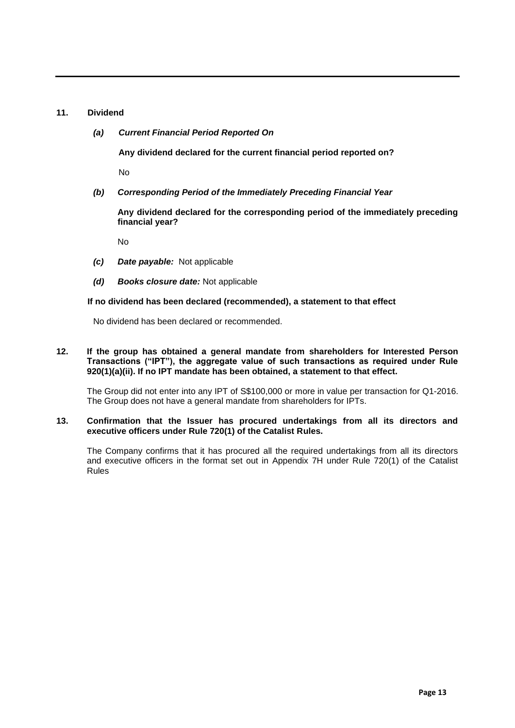## 11. Dividend

***(a) Current Financial Period Reported On***

**Any dividend declared for the current financial period reported on?**

No

***(b) Corresponding Period of the Immediately Preceding Financial Year***

**Any dividend declared for the corresponding period of the immediately preceding financial year?**

No

***(c) Date payable:*** Not applicable

***(d) Books closure date:*** Not applicable

**If no dividend has been declared (recommended), a statement to that effect**

No dividend has been declared or recommended.

## 12. If the group has obtained a general mandate from shareholders for Interested Person Transactions ("IPT"), the aggregate value of such transactions as required under Rule 920(1)(a)(ii). If no IPT mandate has been obtained, a statement to that effect.

The Group did not enter into any IPT of S$100,000 or more in value per transaction for Q1-2016. The Group does not have a general mandate from shareholders for IPTs.

## 13. Confirmation that the Issuer has procured undertakings from all its directors and executive officers under Rule 720(1) of the Catalist Rules.

The Company confirms that it has procured all the required undertakings from all its directors and executive officers in the format set out in Appendix 7H under Rule 720(1) of the Catalist Rules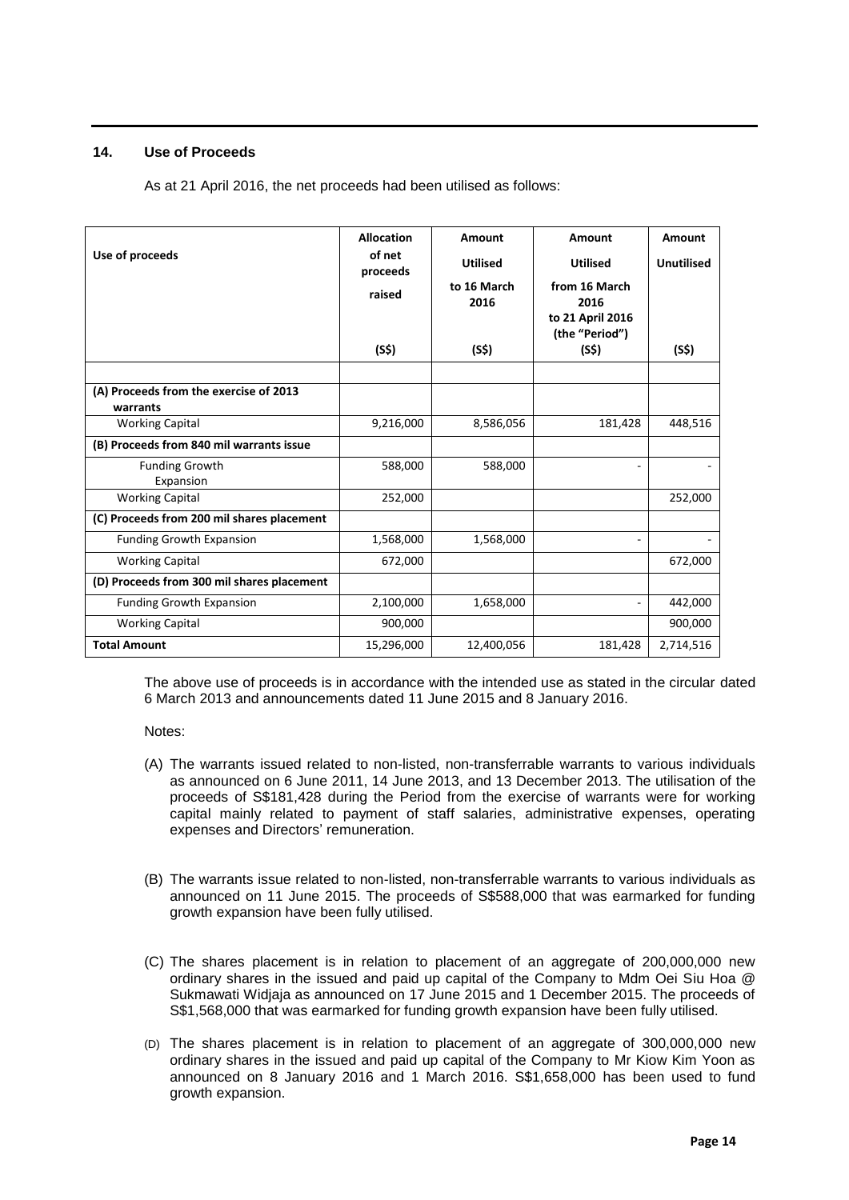## 14. Use of Proceeds

As at 21 April 2016, the net proceeds had been utilised as follows:

| Use of proceeds | Allocation of net proceeds raised (S$) | Amount Utilised to 16 March 2016 (S$) | Amount Utilised from 16 March 2016 to 21 April 2016 (the "Period") (S$) | Amount Unutilised (S$) |
|---|---|---|---|---|
| | | | | |
| **(A) Proceeds from the exercise of 2013 warrants** | | | | |
| Working Capital | 9,216,000 | 8,586,056 | 181,428 | 448,516 |
| **(B) Proceeds from 840 mil warrants issue** | | | | |
| Funding Growth Expansion | 588,000 | 588,000 | - | - |
| Working Capital | 252,000 | | | 252,000 |
| **(C) Proceeds from 200 mil shares placement** | | | | |
| Funding Growth Expansion | 1,568,000 | 1,568,000 | - | - |
| Working Capital | 672,000 | | | 672,000 |
| **(D) Proceeds from 300 mil shares placement** | | | | |
| Funding Growth Expansion | 2,100,000 | 1,658,000 | - | 442,000 |
| Working Capital | 900,000 | | | 900,000 |
| **Total Amount** | 15,296,000 | 12,400,056 | 181,428 | 2,714,516 |

The above use of proceeds is in accordance with the intended use as stated in the circular dated 6 March 2013 and announcements dated 11 June 2015 and 8 January 2016.

Notes:

(A) The warrants issued related to non-listed, non-transferrable warrants to various individuals as announced on 6 June 2011, 14 June 2013, and 13 December 2013. The utilisation of the proceeds of S$181,428 during the Period from the exercise of warrants were for working capital mainly related to payment of staff salaries, administrative expenses, operating expenses and Directors' remuneration.

(B) The warrants issue related to non-listed, non-transferrable warrants to various individuals as announced on 11 June 2015. The proceeds of S$588,000 that was earmarked for funding growth expansion have been fully utilised.

(C) The shares placement is in relation to placement of an aggregate of 200,000,000 new ordinary shares in the issued and paid up capital of the Company to Mdm Oei Siu Hoa @ Sukmawati Widjaja as announced on 17 June 2015 and 1 December 2015. The proceeds of S$1,568,000 that was earmarked for funding growth expansion have been fully utilised.

(D) The shares placement is in relation to placement of an aggregate of 300,000,000 new ordinary shares in the issued and paid up capital of the Company to Mr Kiow Kim Yoon as announced on 8 January 2016 and 1 March 2016. S$1,658,000 has been used to fund growth expansion.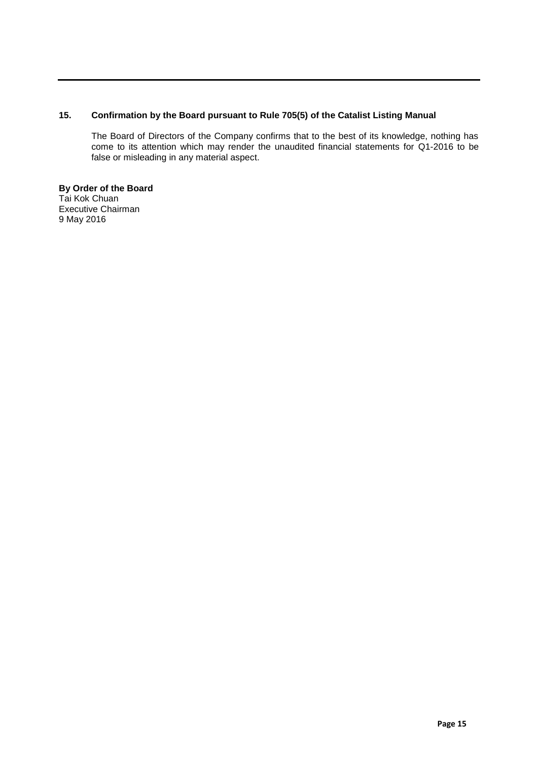## 15. Confirmation by the Board pursuant to Rule 705(5) of the Catalist Listing Manual

The Board of Directors of the Company confirms that to the best of its knowledge, nothing has come to its attention which may render the unaudited financial statements for Q1-2016 to be false or misleading in any material aspect.

**By Order of the Board**
Tai Kok Chuan
Executive Chairman
9 May 2016